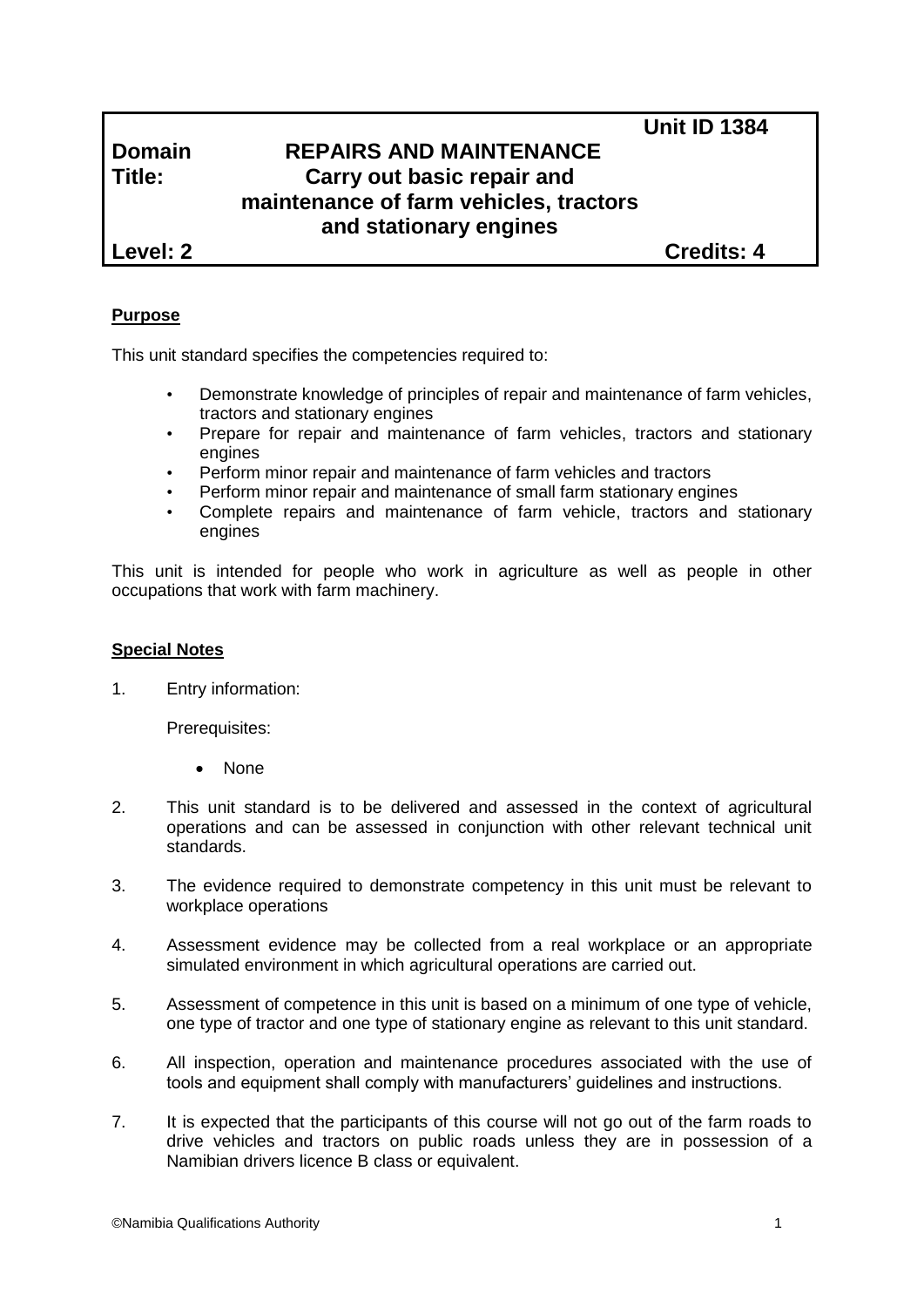| | | Unit ID 1384 |
|---|---|---|
| **Domain** | **REPAIRS AND MAINTENANCE** | |
| **Title:** | **Carry out basic repair and maintenance of farm vehicles, tractors and stationary engines** | |
| **Level: 2** | | **Credits: 4** |

## Purpose

This unit standard specifies the competencies required to:

- Demonstrate knowledge of principles of repair and maintenance of farm vehicles, tractors and stationary engines
- Prepare for repair and maintenance of farm vehicles, tractors and stationary engines
- Perform minor repair and maintenance of farm vehicles and tractors
- Perform minor repair and maintenance of small farm stationary engines
- Complete repairs and maintenance of farm vehicle, tractors and stationary engines

This unit is intended for people who work in agriculture as well as people in other occupations that work with farm machinery.

## Special Notes

1. Entry information:

   Prerequisites:

   - None

2. This unit standard is to be delivered and assessed in the context of agricultural operations and can be assessed in conjunction with other relevant technical unit standards.

3. The evidence required to demonstrate competency in this unit must be relevant to workplace operations

4. Assessment evidence may be collected from a real workplace or an appropriate simulated environment in which agricultural operations are carried out.

5. Assessment of competence in this unit is based on a minimum of one type of vehicle, one type of tractor and one type of stationary engine as relevant to this unit standard.

6. All inspection, operation and maintenance procedures associated with the use of tools and equipment shall comply with manufacturers' guidelines and instructions.

7. It is expected that the participants of this course will not go out of the farm roads to drive vehicles and tractors on public roads unless they are in possession of a Namibian drivers licence B class or equivalent.

©Namibia Qualifications Authority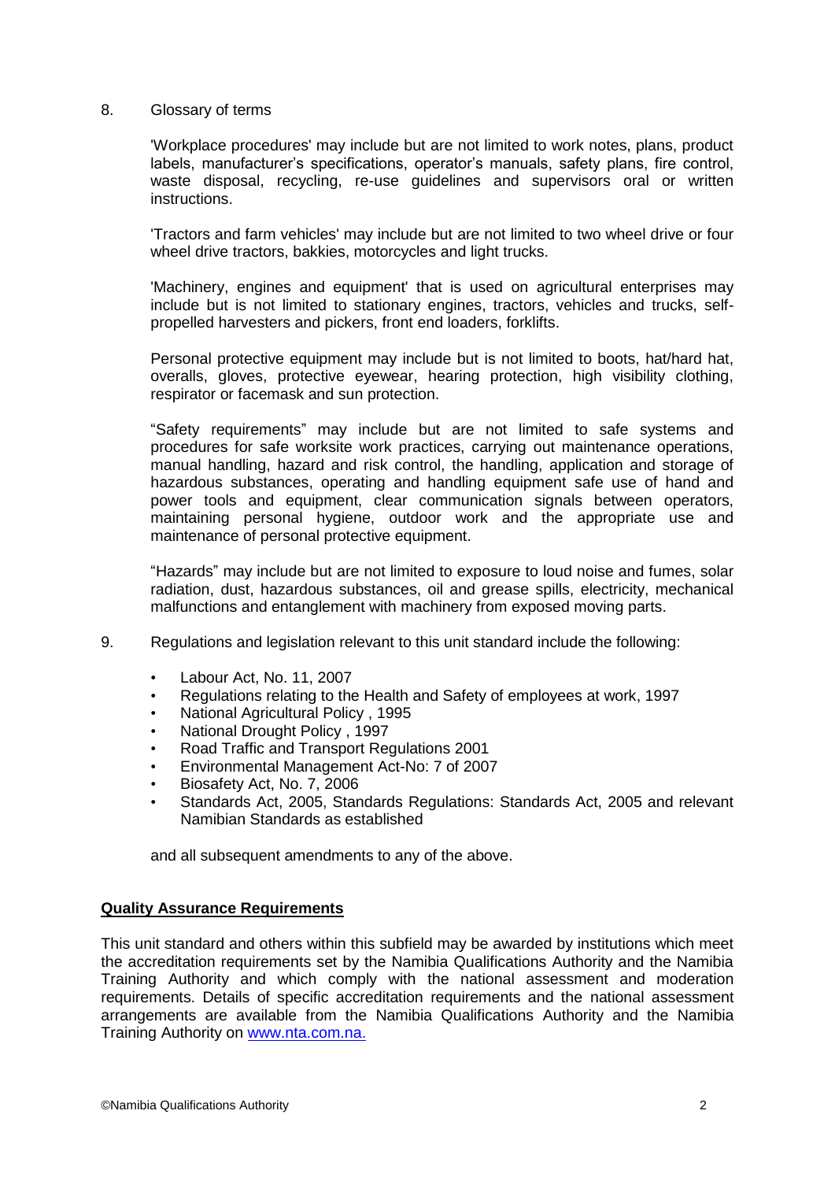8. Glossary of terms

'Workplace procedures' may include but are not limited to work notes, plans, product labels, manufacturer's specifications, operator's manuals, safety plans, fire control, waste disposal, recycling, re-use guidelines and supervisors oral or written instructions.

'Tractors and farm vehicles' may include but are not limited to two wheel drive or four wheel drive tractors, bakkies, motorcycles and light trucks.

'Machinery, engines and equipment' that is used on agricultural enterprises may include but is not limited to stationary engines, tractors, vehicles and trucks, self-propelled harvesters and pickers, front end loaders, forklifts.

Personal protective equipment may include but is not limited to boots, hat/hard hat, overalls, gloves, protective eyewear, hearing protection, high visibility clothing, respirator or facemask and sun protection.

"Safety requirements" may include but are not limited to safe systems and procedures for safe worksite work practices, carrying out maintenance operations, manual handling, hazard and risk control, the handling, application and storage of hazardous substances, operating and handling equipment safe use of hand and power tools and equipment, clear communication signals between operators, maintaining personal hygiene, outdoor work and the appropriate use and maintenance of personal protective equipment.

"Hazards" may include but are not limited to exposure to loud noise and fumes, solar radiation, dust, hazardous substances, oil and grease spills, electricity, mechanical malfunctions and entanglement with machinery from exposed moving parts.

9. Regulations and legislation relevant to this unit standard include the following:

- Labour Act, No. 11, 2007
- Regulations relating to the Health and Safety of employees at work, 1997
- National Agricultural Policy , 1995
- National Drought Policy , 1997
- Road Traffic and Transport Regulations 2001
- Environmental Management Act-No: 7 of 2007
- Biosafety Act, No. 7, 2006
- Standards Act, 2005, Standards Regulations: Standards Act, 2005 and relevant Namibian Standards as established

and all subsequent amendments to any of the above.

**Quality Assurance Requirements**

This unit standard and others within this subfield may be awarded by institutions which meet the accreditation requirements set by the Namibia Qualifications Authority and the Namibia Training Authority and which comply with the national assessment and moderation requirements. Details of specific accreditation requirements and the national assessment arrangements are available from the Namibia Qualifications Authority and the Namibia Training Authority on www.nta.com.na.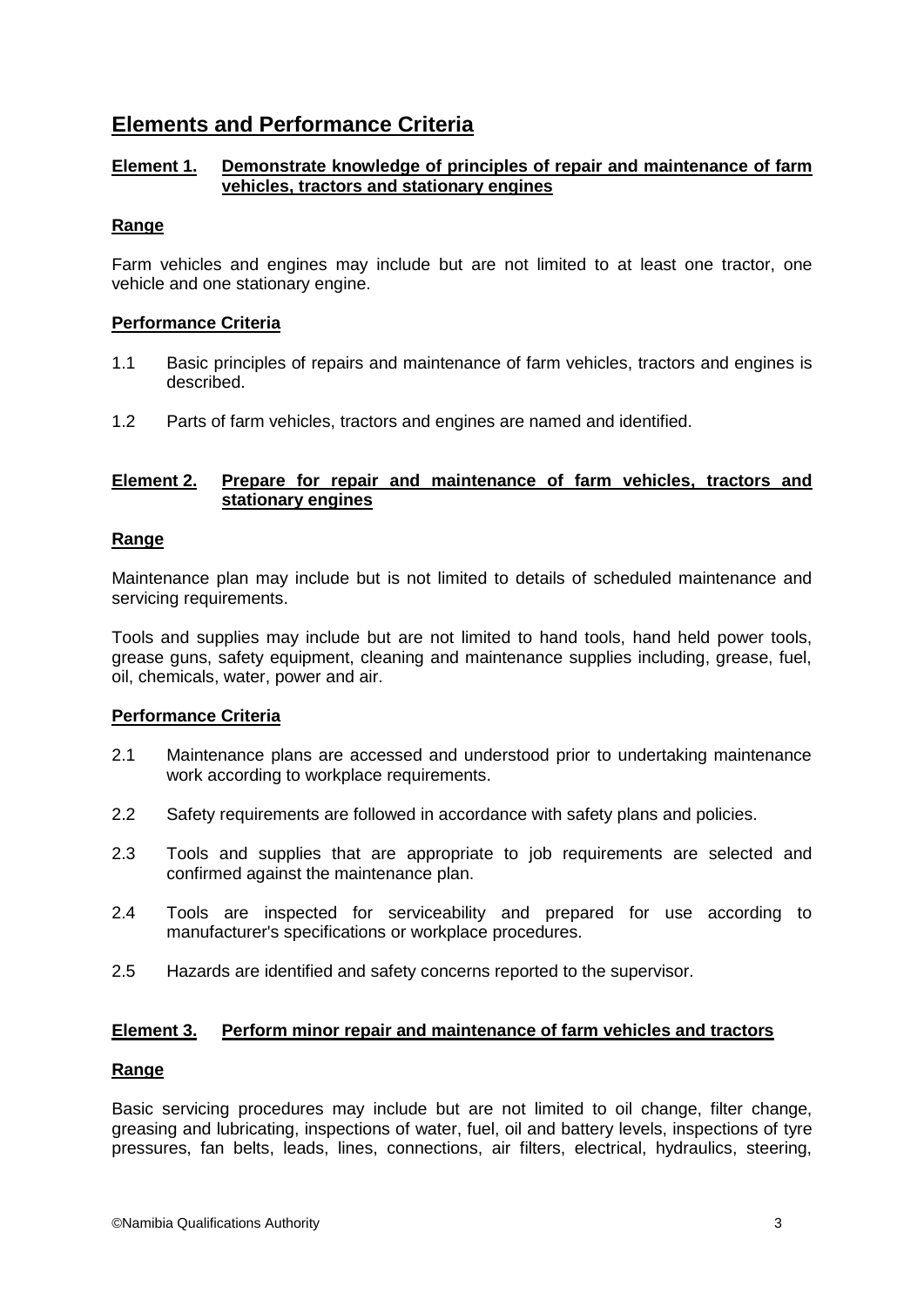## Elements and Performance Criteria

### Element 1. Demonstrate knowledge of principles of repair and maintenance of farm vehicles, tractors and stationary engines

**Range**

Farm vehicles and engines may include but are not limited to at least one tractor, one vehicle and one stationary engine.

**Performance Criteria**

1.1 Basic principles of repairs and maintenance of farm vehicles, tractors and engines is described.

1.2 Parts of farm vehicles, tractors and engines are named and identified.

### Element 2. Prepare for repair and maintenance of farm vehicles, tractors and stationary engines

**Range**

Maintenance plan may include but is not limited to details of scheduled maintenance and servicing requirements.

Tools and supplies may include but are not limited to hand tools, hand held power tools, grease guns, safety equipment, cleaning and maintenance supplies including, grease, fuel, oil, chemicals, water, power and air.

**Performance Criteria**

2.1 Maintenance plans are accessed and understood prior to undertaking maintenance work according to workplace requirements.

2.2 Safety requirements are followed in accordance with safety plans and policies.

2.3 Tools and supplies that are appropriate to job requirements are selected and confirmed against the maintenance plan.

2.4 Tools are inspected for serviceability and prepared for use according to manufacturer's specifications or workplace procedures.

2.5 Hazards are identified and safety concerns reported to the supervisor.

### Element 3. Perform minor repair and maintenance of farm vehicles and tractors

**Range**

Basic servicing procedures may include but are not limited to oil change, filter change, greasing and lubricating, inspections of water, fuel, oil and battery levels, inspections of tyre pressures, fan belts, leads, lines, connections, air filters, electrical, hydraulics, steering,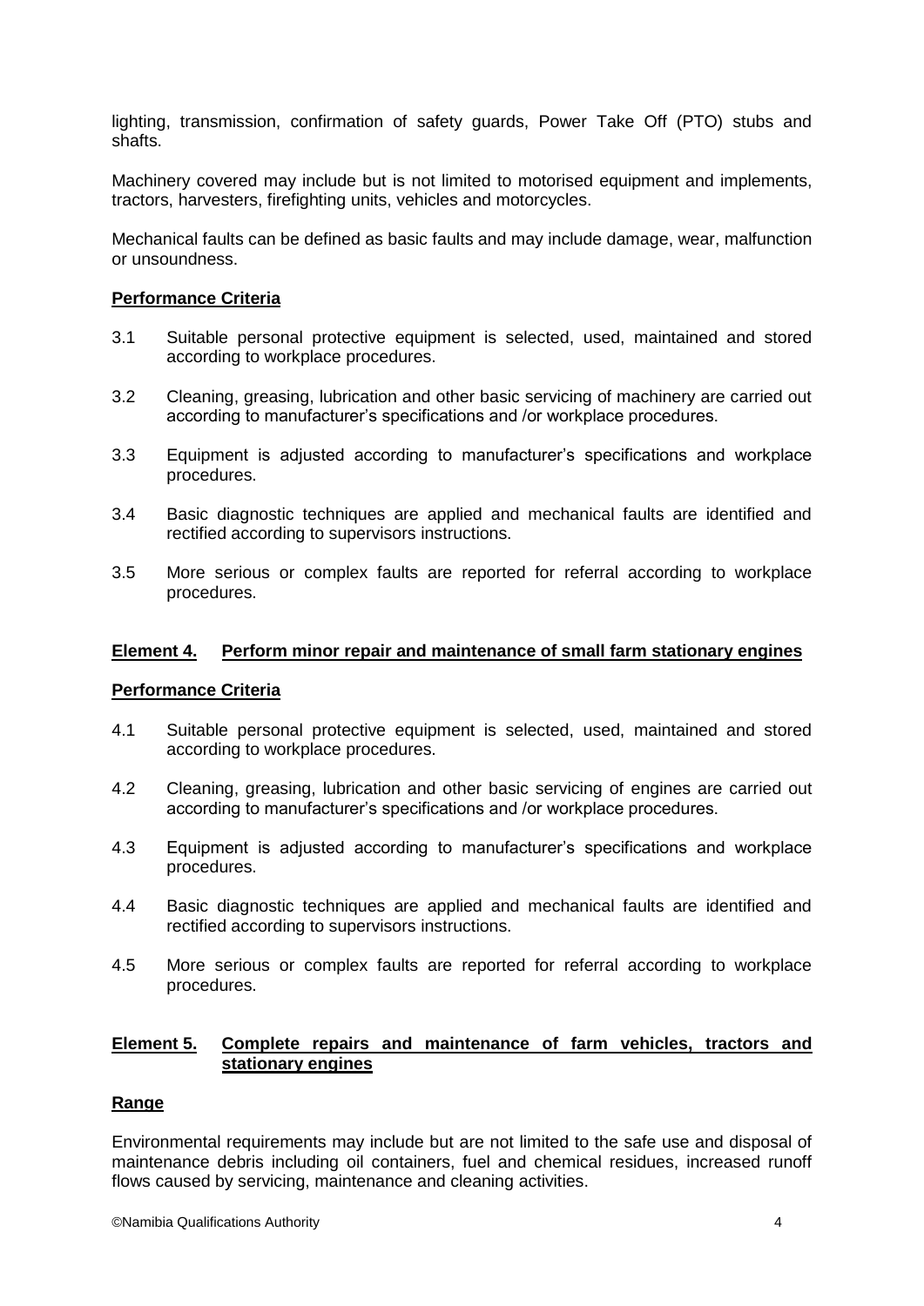lighting, transmission, confirmation of safety guards, Power Take Off (PTO) stubs and shafts.

Machinery covered may include but is not limited to motorised equipment and implements, tractors, harvesters, firefighting units, vehicles and motorcycles.

Mechanical faults can be defined as basic faults and may include damage, wear, malfunction or unsoundness.

**Performance Criteria**

3.1 Suitable personal protective equipment is selected, used, maintained and stored according to workplace procedures.

3.2 Cleaning, greasing, lubrication and other basic servicing of machinery are carried out according to manufacturer's specifications and /or workplace procedures.

3.3 Equipment is adjusted according to manufacturer's specifications and workplace procedures.

3.4 Basic diagnostic techniques are applied and mechanical faults are identified and rectified according to supervisors instructions.

3.5 More serious or complex faults are reported for referral according to workplace procedures.

## Element 4. Perform minor repair and maintenance of small farm stationary engines

**Performance Criteria**

4.1 Suitable personal protective equipment is selected, used, maintained and stored according to workplace procedures.

4.2 Cleaning, greasing, lubrication and other basic servicing of engines are carried out according to manufacturer's specifications and /or workplace procedures.

4.3 Equipment is adjusted according to manufacturer's specifications and workplace procedures.

4.4 Basic diagnostic techniques are applied and mechanical faults are identified and rectified according to supervisors instructions.

4.5 More serious or complex faults are reported for referral according to workplace procedures.

## Element 5. Complete repairs and maintenance of farm vehicles, tractors and stationary engines

**Range**

Environmental requirements may include but are not limited to the safe use and disposal of maintenance debris including oil containers, fuel and chemical residues, increased runoff flows caused by servicing, maintenance and cleaning activities.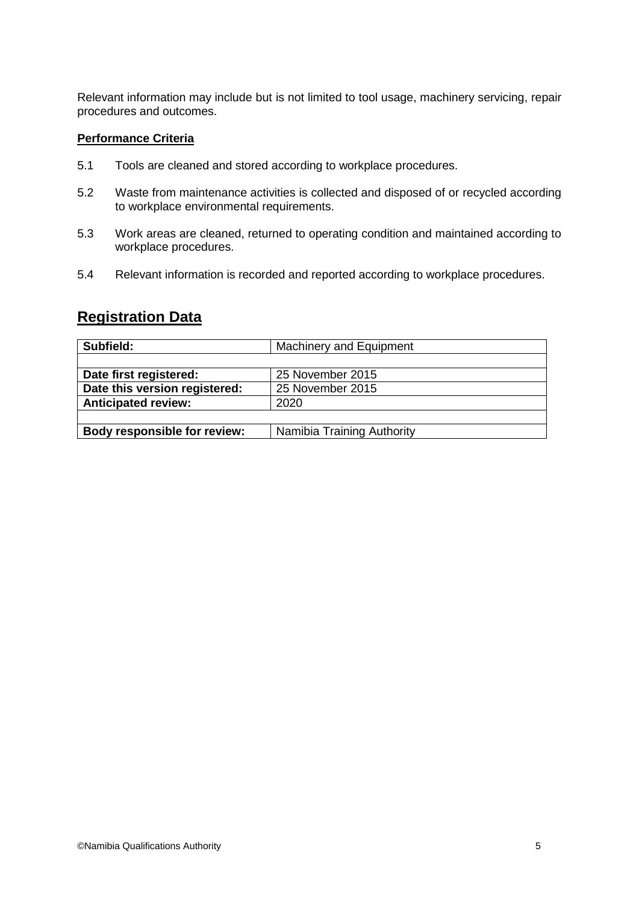Relevant information may include but is not limited to tool usage, machinery servicing, repair procedures and outcomes.

**Performance Criteria**

5.1 Tools are cleaned and stored according to workplace procedures.

5.2 Waste from maintenance activities is collected and disposed of or recycled according to workplace environmental requirements.

5.3 Work areas are cleaned, returned to operating condition and maintained according to workplace procedures.

5.4 Relevant information is recorded and reported according to workplace procedures.

## Registration Data

| | |
|---|---|
| **Subfield:** | Machinery and Equipment |
| | |
| **Date first registered:** | 25 November 2015 |
| **Date this version registered:** | 25 November 2015 |
| **Anticipated review:** | 2020 |
| | |
| **Body responsible for review:** | Namibia Training Authority |

©Namibia Qualifications Authority